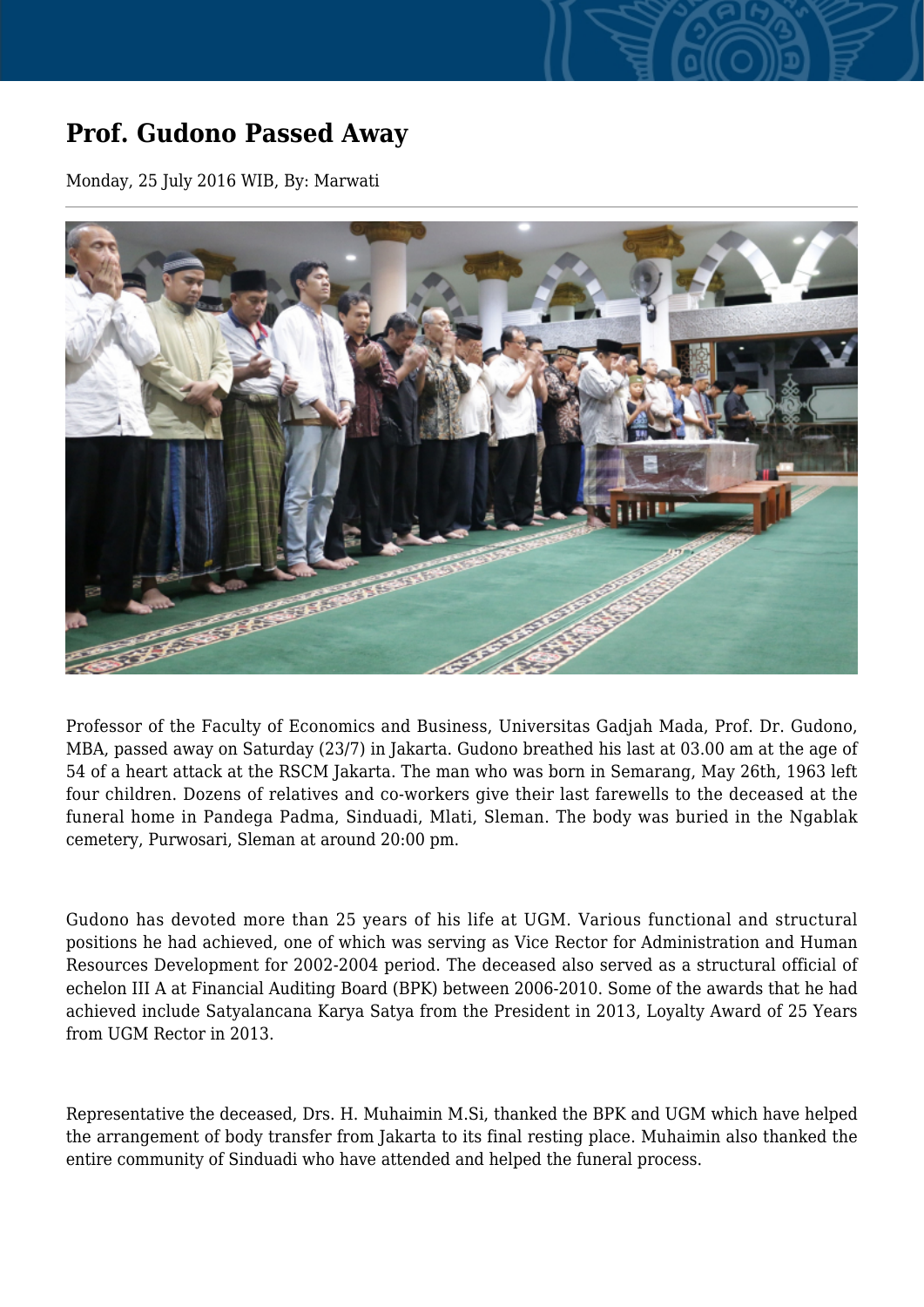# Prof. Gudono Passed Away

Monday, 25 July 2016 WIB, By: Marwati

Professor of the Faculty of Economics and Business, Universitas Gadjah Mada, Prof. Dr. Gudono, MBA, passed away on Saturday (23/7) in Jakarta. Gudono breathed his last at 03.00 am at the age of 54 of a heart attack at the RSCM Jakarta. The man who was born in Semarang, May 26th, 1963 left four children. Dozens of relatives and co-workers give their last farewells to the deceased at the funeral home in Pandega Padma, Sinduadi, Mlati, Sleman. The body was buried in the Ngablak cemetery, Purwosari, Sleman at around 20:00 pm.

Gudono has devoted more than 25 years of his life at UGM. Various functional and structural positions he had achieved, one of which was serving as Vice Rector for Administration and Human Resources Development for 2002-2004 period. The deceased also served as a structural official of echelon III A at Financial Auditing Board (BPK) between 2006-2010. Some of the awards that he had achieved include Satyalancana Karya Satya from the President in 2013, Loyalty Award of 25 Years from UGM Rector in 2013.

Representative the deceased, Drs. H. Muhaimin M.Si, thanked the BPK and UGM which have helped the arrangement of body transfer from Jakarta to its final resting place. Muhaimin also thanked the entire community of Sinduadi who have attended and helped the funeral process.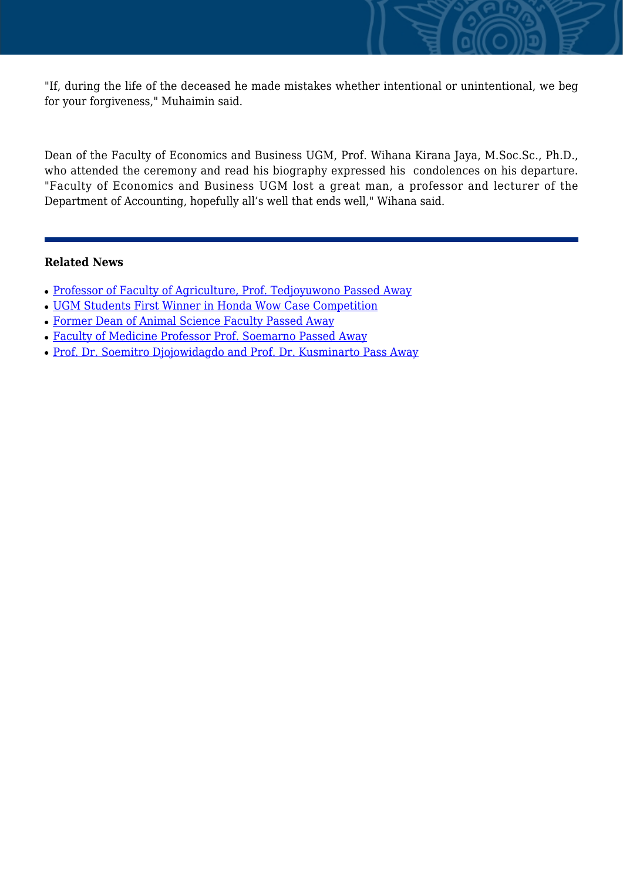"If, during the life of the deceased he made mistakes whether intentional or unintentional, we beg for your forgiveness," Muhaimin said.

Dean of the Faculty of Economics and Business UGM, Prof. Wihana Kirana Jaya, M.Soc.Sc., Ph.D., who attended the ceremony and read his biography expressed his condolences on his departure. "Faculty of Economics and Business UGM lost a great man, a professor and lecturer of the Department of Accounting, hopefully all's well that ends well," Wihana said.

---

**Related News**

- Professor of Faculty of Agriculture, Prof. Tedjoyuwono Passed Away
- UGM Students First Winner in Honda Wow Case Competition
- Former Dean of Animal Science Faculty Passed Away
- Faculty of Medicine Professor Prof. Soemarno Passed Away
- Prof. Dr. Soemitro Djojowidagdo and Prof. Dr. Kusminarto Pass Away